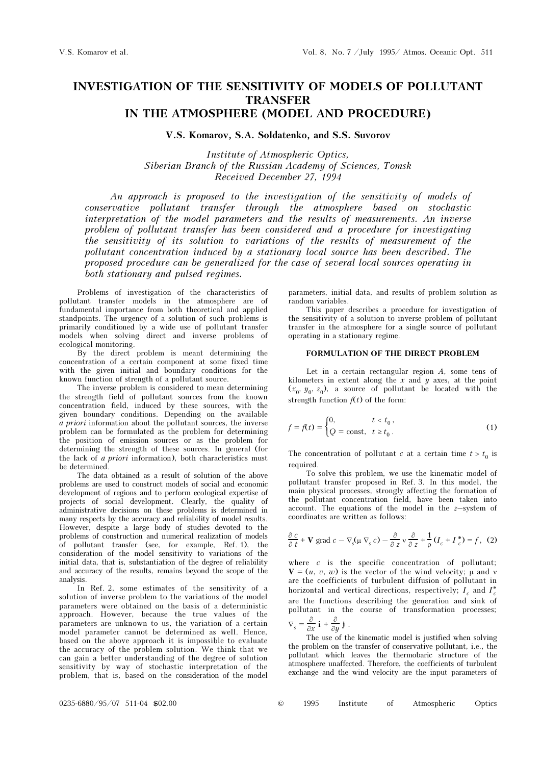# INVESTIGATION OF THE SENSITIVITY OF MODELS OF POLLUTANT TRANSFER IN THE ATMOSPHERE (MODEL AND PROCEDURE)

**V.S. Komarov, S.A. Soldatenko, and S.S. Suvorov**

*Institute of Atmospheric Optics,*
*Siberian Branch of the Russian Academy of Sciences, Tomsk*
*Received December 27, 1994*

*An approach is proposed to the investigation of the sensitivity of models of conservative pollutant transfer through the atmosphere based on stochastic interpretation of the model parameters and the results of measurements. An inverse problem of pollutant transfer has been considered and a procedure for investigating the sensitivity of its solution to variations of the results of measurement of the pollutant concentration induced by a stationary local source has been described. The proposed procedure can be generalized for the case of several local sources operating in both stationary and pulsed regimes.*

Problems of investigation of the characteristics of pollutant transfer models in the atmosphere are of fundamental importance from both theoretical and applied standpoints. The urgency of a solution of such problems is primarily conditioned by a wide use of pollutant transfer models when solving direct and inverse problems of ecological monitoring.

By the direct problem is meant determining the concentration of a certain component at some fixed time with the given initial and boundary conditions for the known function of strength of a pollutant source.

The inverse problem is considered to mean determining the strength field of pollutant sources from the known concentration field, induced by these sources, with the given boundary conditions. Depending on the available *a priori* information about the pollutant sources, the inverse problem can be formulated as the problem for determining the position of emission sources or as the problem for determining the strength of these sources. In general (for the lack of *a priori* information), both characteristics must be determined.

The data obtained as a result of solution of the above problems are used to construct models of social and economic development of regions and to perform ecological expertise of projects of social development. Clearly, the quality of administrative decisions on these problems is determined in many respects by the accuracy and reliability of model results. However, despite a large body of studies devoted to the problems of construction and numerical realization of models of pollutant transfer (see, for example, Ref. 1), the consideration of the model sensitivity to variations of the initial data, that is, substantiation of the degree of reliability and accuracy of the results, remains beyond the scope of the analysis.

In Ref. 2, some estimates of the sensitivity of a solution of inverse problem to the variations of the model parameters were obtained on the basis of a deterministic approach. However, because the true values of the parameters are unknown to us, the variation of a certain model parameter cannot be determined as well. Hence, based on the above approach it is impossible to evaluate the accuracy of the problem solution. We think that we can gain a better understanding of the degree of solution sensitivity by way of stochastic interpretation of the problem, that is, based on the consideration of the model parameters, initial data, and results of problem solution as random variables.

This paper describes a procedure for investigation of the sensitivity of a solution to inverse problem of pollutant transfer in the atmosphere for a single source of pollutant operating in a stationary regime.

## FORMULATION OF THE DIRECT PROBLEM

Let in a certain rectangular region $A$, some tens of kilometers in extent along the $x$ and $y$ axes, at the point $(x_0, y_0, z_0)$, a source of pollutant be located with the strength function $f(t)$ of the form:

$$f = f(t) = \begin{cases} 0, & t < t_0\,, \\ Q = \text{const}, & t \geq t_0\,. \end{cases} \tag{1}$$

The concentration of pollutant $c$ at a certain time $t > t_0$ is required.

To solve this problem, we use the kinematic model of pollutant transfer proposed in Ref. 3. In this model, the main physical processes, strongly affecting the formation of the pollutant concentration field, have been taken into account. The equations of the model in the $z$–system of coordinates are written as follows:

$$\frac{\partial c}{\partial t} + \mathbf{V}\,\text{grad}\, c - \nabla_s(\mu\, \nabla_s\, c) - \frac{\partial}{\partial z}\, \nu\, \frac{\partial}{\partial z} + \frac{1}{\rho}\,(I_c + I_c^*) = f, \tag{2}$$

where $c$ is the specific concentration of pollutant; $\mathbf{V} = (u, v, w)$ is the vector of the wind velocity; $\mu$ and $\nu$ are the coefficients of turbulent diffusion of pollutant in horizontal and vertical directions, respectively; $I_c$ and $I_c^*$ are the functions describing the generation and sink of pollutant in the course of transformation processes; $\nabla_s = \frac{\partial}{\partial x}\,\mathbf{i} + \frac{\partial}{\partial y}\,\mathbf{j}$ .

The use of the kinematic model is justified when solving the problem on the transfer of conservative pollutant, i.e., the pollutant which leaves the thermobaric structure of the atmosphere unaffected. Therefore, the coefficients of turbulent exchange and the wind velocity are the input parameters of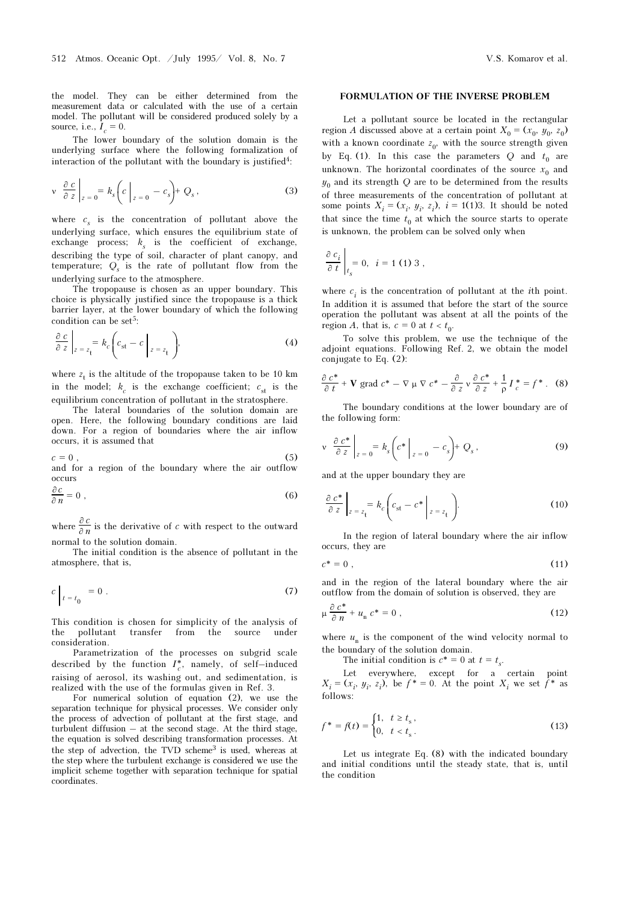the model. They can be either determined from the measurement data or calculated with the use of a certain model. The pollutant will be considered produced solely by a source, i.e., $I_c = 0$.

The lower boundary of the solution domain is the underlying surface where the following formalization of interaction of the pollutant with the boundary is justified[4]:

$$\nu \left.\frac{\partial c}{\partial z}\right|_{z=0} = k_s \left( c\Big|_{z=0} - c_s \right) + Q_s , \tag{3}$$

where $c_s$ is the concentration of pollutant above the underlying surface, which ensures the equilibrium state of exchange process; $k_s$ is the coefficient of exchange, describing the type of soil, character of plant canopy, and temperature; $Q_s$ is the rate of pollutant flow from the underlying surface to the atmosphere.

The tropopause is chosen as an upper boundary. This choice is physically justified since the tropopause is a thick barrier layer, at the lower boundary of which the following condition can be set[5]:

$$\left.\frac{\partial c}{\partial z}\right|_{z=z_t} = k_c \left( c_{\text{st}} - c\Big|_{z=z_t} \right), \tag{4}$$

where $z_t$ is the altitude of the tropopause taken to be 10 km in the model; $k_c$ is the exchange coefficient; $c_{\text{st}}$ is the equilibrium concentration of pollutant in the stratosphere.

The lateral boundaries of the solution domain are open. Here, the following boundary conditions are laid down. For a region of boundaries where the air inflow occurs, it is assumed that

$$c = 0 , \tag{5}$$

and for a region of the boundary where the air outflow occurs

$$\frac{\partial c}{\partial n} = 0 , \tag{6}$$

where $\dfrac{\partial c}{\partial n}$ is the derivative of $c$ with respect to the outward normal to the solution domain.

The initial condition is the absence of pollutant in the atmosphere, that is,

$$c\Big|_{t=t_0} = 0 . \tag{7}$$

This condition is chosen for simplicity of the analysis of the pollutant transfer from the source under consideration.

Parametrization of the processes on subgrid scale described by the function $I_c^*$, namely, of self–induced raising of aerosol, its washing out, and sedimentation, is realized with the use of the formulas given in Ref. 3.

For numerical solution of equation (2), we use the separation technique for physical processes. We consider only the process of advection of pollutant at the first stage, and turbulent diffusion – at the second stage. At the third stage, the equation is solved describing transformation processes. At the step of advection, the TVD scheme[3] is used, whereas at the step where the turbulent exchange is considered we use the implicit scheme together with separation technique for spatial coordinates.

## FORMULATION OF THE INVERSE PROBLEM

Let a pollutant source be located in the rectangular region $A$ discussed above at a certain point $X_0 = (x_0, y_0, z_0)$ with a known coordinate $z_0$, with the source strength given by Eq. (1). In this case the parameters $Q$ and $t_0$ are unknown. The horizontal coordinates of the source $x_0$ and $y_0$ and its strength $Q$ are to be determined from the results of three measurements of the concentration of pollutant at some points $X_i = (x_i, y_i, z_i)$, $i = 1(1)3$. It should be noted that since the time $t_0$ at which the source starts to operate is unknown, the problem can be solved only when

$$\left.\frac{\partial c_i}{\partial t}\right|_{t_s} = 0, \quad i = 1\,(1)\,3 ,$$

where $c_i$ is the concentration of pollutant at the $i$th point. In addition it is assumed that before the start of the source operation the pollutant was absent at all the points of the region $A$, that is, $c = 0$ at $t < t_0$.

To solve this problem, we use the technique of the adjoint equations. Following Ref. 2, we obtain the model conjugate to Eq. (2):

$$\frac{\partial c^*}{\partial t} + \mathbf{V}\,\text{grad}\,c^* - \nabla\,\mu\,\nabla\,c^* - \frac{\partial}{\partial z}\,\nu\,\frac{\partial c^*}{\partial z} + \frac{1}{\rho}\,I_c^* = f^* . \tag{8}$$

The boundary conditions at the lower boundary are of the following form:

$$\nu \left.\frac{\partial c^*}{\partial z}\right|_{z=0} = k_s \left( c^*\Big|_{z=0} - c_s \right) + Q_s , \tag{9}$$

and at the upper boundary they are

$$\left.\frac{\partial c^*}{\partial z}\right|_{z=z_t} = k_c \left( c_{\text{st}} - c^*\Big|_{z=z_t} \right). \tag{10}$$

In the region of lateral boundary where the air inflow occurs, they are

$$c^* = 0 , \tag{11}$$

and in the region of the lateral boundary where the air outflow from the domain of solution is observed, they are

$$\mu\,\frac{\partial c^*}{\partial n} + u_{\text{n}}\,c^* = 0 , \tag{12}$$

where $u_{\text{n}}$ is the component of the wind velocity normal to the boundary of the solution domain.

The initial condition is $c^* = 0$ at $t = t_s$.

Let everywhere, except for a certain point $X_i = (x_i, y_i, z_i)$, be $f^* = 0$. At the point $X_i$ we set $f^*$ as follows:

$$f^* = f(t) = \begin{cases} 1, & t \geq t_s , \\ 0, & t < t_s . \end{cases} \tag{13}$$

Let us integrate Eq. (8) with the indicated boundary and initial conditions until the steady state, that is, until the condition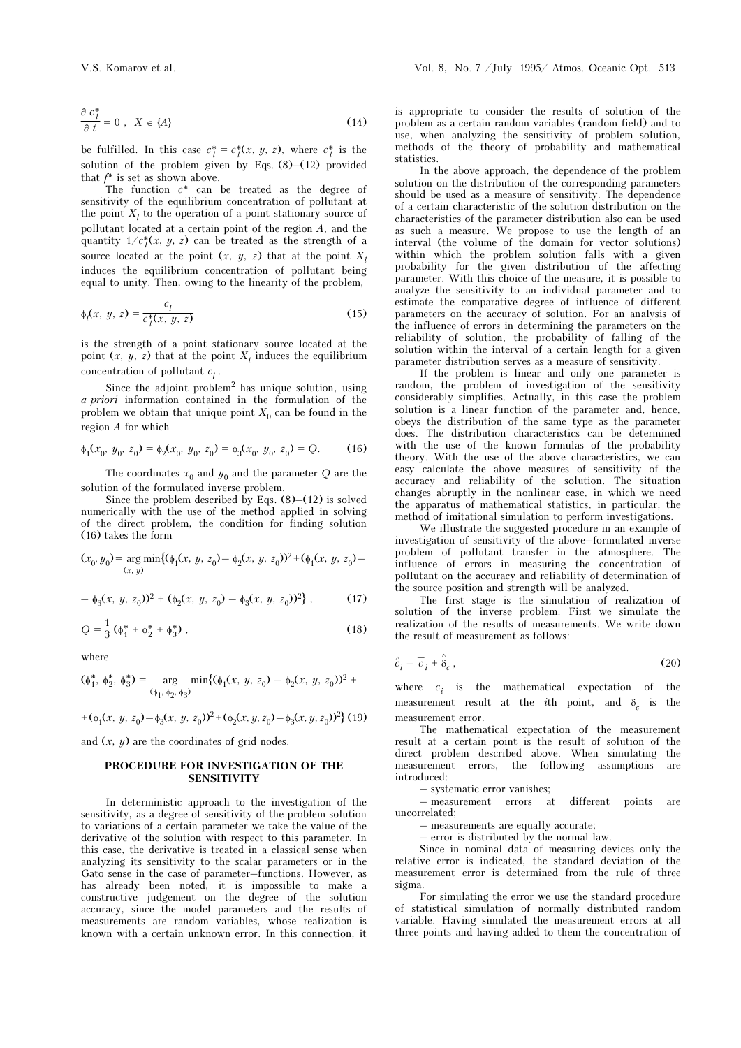$$\frac{\partial c_l^*}{\partial t} = 0 \ , \quad X \in \{A\} \tag{14}$$

be fulfilled. In this case $c_l^* = c_l^*(x, y, z)$, where $c_l^*$ is the solution of the problem given by Eqs. (8)–(12) provided that $f^*$ is set as shown above.

The function $c^*$ can be treated as the degree of sensitivity of the equilibrium concentration of pollutant at the point $X_l$ to the operation of a point stationary source of pollutant located at a certain point of the region $A$, and the quantity $1/c_l^*(x, y, z)$ can be treated as the strength of a source located at the point $(x, y, z)$ that at the point $X_l$ induces the equilibrium concentration of pollutant being equal to unity. Then, owing to the linearity of the problem,

$$\phi_l(x, y, z) = \frac{c_l}{c_l^*(x, y, z)} \tag{15}$$

is the strength of a point stationary source located at the point $(x, y, z)$ that at the point $X_l$ induces the equilibrium concentration of pollutant $c_l$.

Since the adjoint problem[2] has unique solution, using *a priori* information contained in the formulation of the problem we obtain that unique point $X_0$ can be found in the region $A$ for which

$$\phi_1(x_0, y_0, z_0) = \phi_2(x_0, y_0, z_0) = \phi_3(x_0, y_0, z_0) = Q. \tag{16}$$

The coordinates $x_0$ and $y_0$ and the parameter $Q$ are the solution of the formulated inverse problem.

Since the problem described by Eqs. (8)–(12) is solved numerically with the use of the method applied in solving of the direct problem, the condition for finding solution (16) takes the form

$$(x_0, y_0) = \underset{(x,\, y)}{\arg\min}\{(\phi_1(x, y, z_0) - \phi_2(x, y, z_0))^2 + (\phi_1(x, y, z_0) - \phi_3(x, y, z_0))^2 + (\phi_2(x, y, z_0) - \phi_3(x, y, z_0))^2\} \ , \tag{17}$$

$$Q = \frac{1}{3}\,(\phi_1^* + \phi_2^* + \phi_3^*) \ , \tag{18}$$

where

$$(\phi_1^*, \phi_2^*, \phi_3^*) = \underset{(\phi_1,\, \phi_2,\, \phi_3)}{\arg\min}\{(\phi_1(x, y, z_0) - \phi_2(x, y, z_0))^2 + (\phi_1(x, y, z_0) - \phi_3(x, y, z_0))^2 + (\phi_2(x, y, z_0) - \phi_3(x, y, z_0))^2\} \tag{19}$$

and $(x, y)$ are the coordinates of grid nodes.

## PROCEDURE FOR INVESTIGATION OF THE SENSITIVITY

In deterministic approach to the investigation of the sensitivity, as a degree of sensitivity of the problem solution to variations of a certain parameter we take the value of the derivative of the solution with respect to this parameter. In this case, the derivative is treated in a classical sense when analyzing its sensitivity to the scalar parameters or in the Gato sense in the case of parameter–functions. However, as has already been noted, it is impossible to make a constructive judgement on the degree of the solution accuracy, since the model parameters and the results of measurements are random variables, whose realization is known with a certain unknown error. In this connection, it is appropriate to consider the results of solution of the problem as a certain random variables (random field) and to use, when analyzing the sensitivity of problem solution, methods of the theory of probability and mathematical statistics.

In the above approach, the dependence of the problem solution on the distribution of the corresponding parameters should be used as a measure of sensitivity. The dependence of a certain characteristic of the solution distribution on the characteristics of the parameter distribution also can be used as such a measure. We propose to use the length of an interval (the volume of the domain for vector solutions) within which the problem solution falls with a given probability for the given distribution of the affecting parameter. With this choice of the measure, it is possible to analyze the sensitivity to an individual parameter and to estimate the comparative degree of influence of different parameters on the accuracy of solution. For an analysis of the influence of errors in determining the parameters on the reliability of solution, the probability of falling of the solution within the interval of a certain length for a given parameter distribution serves as a measure of sensitivity.

If the problem is linear and only one parameter is random, the problem of investigation of the sensitivity considerably simplifies. Actually, in this case the problem solution is a linear function of the parameter and, hence, obeys the distribution of the same type as the parameter does. The distribution characteristics can be determined with the use of the known formulas of the probability theory. With the use of the above characteristics, we can easy calculate the above measures of sensitivity of the accuracy and reliability of the solution. The situation changes abruptly in the nonlinear case, in which we need the apparatus of mathematical statistics, in particular, the method of imitational simulation to perform investigations.

We illustrate the suggested procedure in an example of investigation of sensitivity of the above–formulated inverse problem of pollutant transfer in the atmosphere. The influence of errors in measuring the concentration of pollutant on the accuracy and reliability of determination of the source position and strength will be analyzed.

The first stage is the simulation of realization of solution of the inverse problem. First we simulate the realization of the results of measurements. We write down the result of measurement as follows:

$$\hat{c}_i = \bar{c}_i + \hat{\delta}_c \ , \tag{20}$$

where $c_i$ is the mathematical expectation of the measurement result at the $i$th point, and $\delta_c$ is the measurement error.

The mathematical expectation of the measurement result at a certain point is the result of solution of the direct problem described above. When simulating the measurement errors, the following assumptions are introduced:

– systematic error vanishes;

– measurement errors at different points are uncorrelated;

– measurements are equally accurate;

– error is distributed by the normal law.

Since in nominal data of measuring devices only the relative error is indicated, the standard deviation of the measurement error is determined from the rule of three sigma.

For simulating the error we use the standard procedure of statistical simulation of normally distributed random variable. Having simulated the measurement errors at all three points and having added to them the concentration of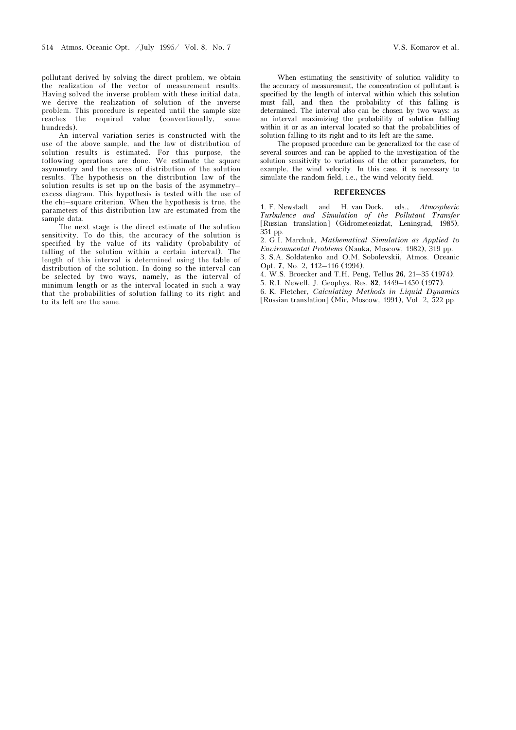pollutant derived by solving the direct problem, we obtain the realization of the vector of measurement results. Having solved the inverse problem with these initial data, we derive the realization of solution of the inverse problem. This procedure is repeated until the sample size reaches the required value (conventionally, some hundreds).

An interval variation series is constructed with the use of the above sample, and the law of distribution of solution results is estimated. For this purpose, the following operations are done. We estimate the square asymmetry and the excess of distribution of the solution results. The hypothesis on the distribution law of the solution results is set up on the basis of the asymmetry–excess diagram. This hypothesis is tested with the use of the chi–square criterion. When the hypothesis is true, the parameters of this distribution law are estimated from the sample data.

The next stage is the direct estimate of the solution sensitivity. To do this, the accuracy of the solution is specified by the value of its validity (probability of falling of the solution within a certain interval). The length of this interval is determined using the table of distribution of the solution. In doing so the interval can be selected by two ways, namely, as the interval of minimum length or as the interval located in such a way that the probabilities of solution falling to its right and to its left are the same.

When estimating the sensitivity of solution validity to the accuracy of measurement, the concentration of pollutant is specified by the length of interval within which this solution must fall, and then the probability of this falling is determined. The interval also can be chosen by two ways: as an interval maximizing the probability of solution falling within it or as an interval located so that the probabilities of solution falling to its right and to its left are the same.

The proposed procedure can be generalized for the case of several sources and can be applied to the investigation of the solution sensitivity to variations of the other parameters, for example, the wind velocity. In this case, it is necessary to simulate the random field, i.e., the wind velocity field.

## REFERENCES

1. F. Newstadt and H. van Dock, eds., *Atmospheric Turbulence and Simulation of the Pollutant Transfer* [Russian translation] (Gidrometeoizdat, Leningrad, 1985), 351 pp.
2. G.I. Marchuk, *Mathematical Simulation as Applied to Environmental Problems* (Nauka, Moscow, 1982), 319 pp.
3. S.A. Soldatenko and O.M. Sobolevskii, Atmos. Oceanic Opt. **7**, No. 2, 112–116 (1994).
4. W.S. Broecker and T.H. Peng, Tellus **26**, 21–35 (1974).
5. R.I. Newell, J. Geophys. Res. **82**, 1449–1450 (1977).
6. K. Fletcher, *Calculating Methods in Liquid Dynamics* [Russian translation] (Mir, Moscow, 1991), Vol. 2, 522 pp.